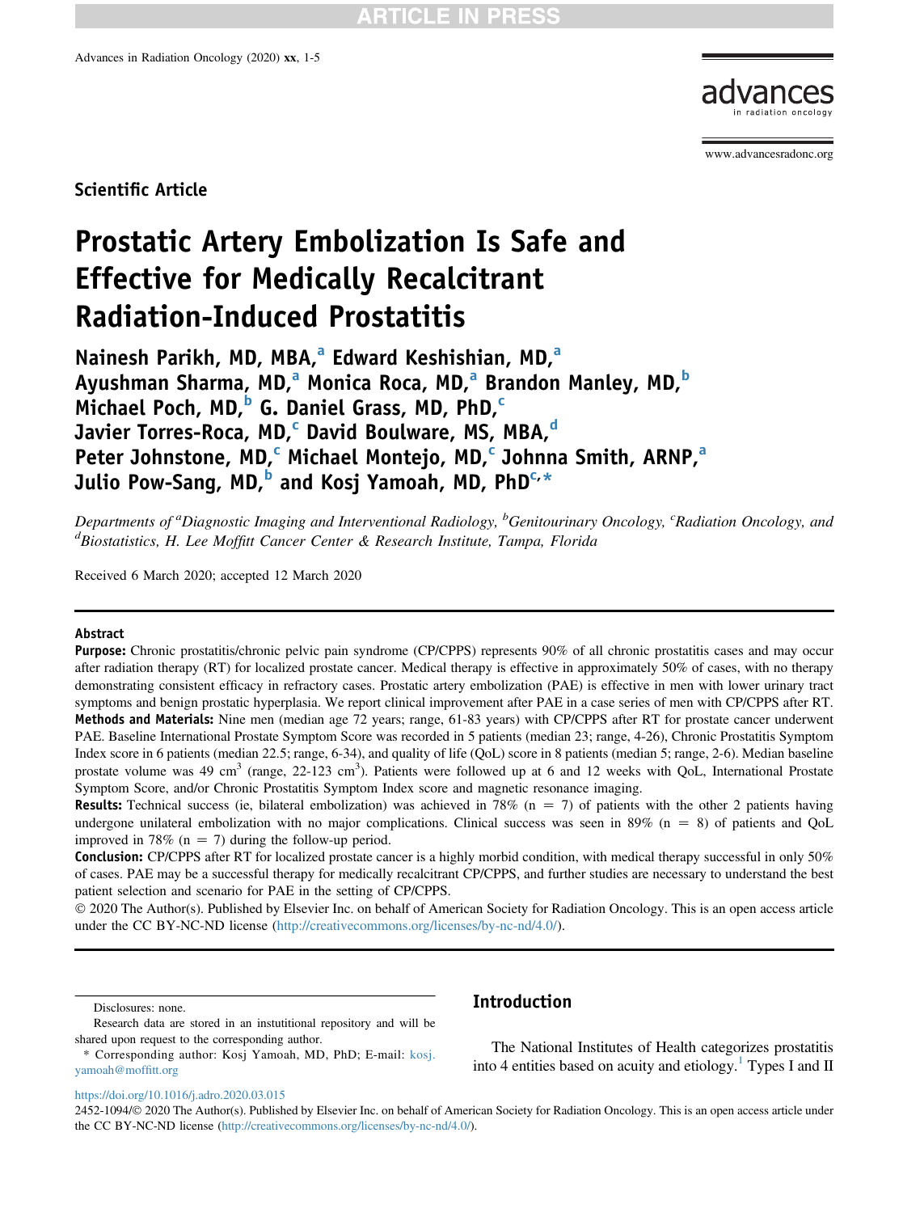Scientific Article

# Prostatic Artery Embolization Is Safe and Effective for Medically Recalcitrant Radiation-Induced Prostatitis

Nainesh Parikh, MD, MBA,[a] Edward Keshishian, MD,[a] Ayushman Sharma, MD,[a] Monica Roca, MD,[a] Brandon Manley, MD,[b] Michael Poch, MD,[b] G. Daniel Grass, MD, PhD,[c] Javier Torres-Roca, MD,[c] David Boulware, MS, MBA,[d] Peter Johnstone, MD,[c] Michael Montejo, MD,[c] Johnna Smith, ARNP,[a] Julio Pow-Sang, MD,[b] and Kosj Yamoah, MD, PhD[c,*]

*Departments of [a]Diagnostic Imaging and Interventional Radiology, [b]Genitourinary Oncology, [c]Radiation Oncology, and [d]Biostatistics, H. Lee Moffitt Cancer Center & Research Institute, Tampa, Florida*

Received 6 March 2020; accepted 12 March 2020

## Abstract

**Purpose:** Chronic prostatitis/chronic pelvic pain syndrome (CP/CPPS) represents 90% of all chronic prostatitis cases and may occur after radiation therapy (RT) for localized prostate cancer. Medical therapy is effective in approximately 50% of cases, with no therapy demonstrating consistent efficacy in refractory cases. Prostatic artery embolization (PAE) is effective in men with lower urinary tract symptoms and benign prostatic hyperplasia. We report clinical improvement after PAE in a case series of men with CP/CPPS after RT.

**Methods and Materials:** Nine men (median age 72 years; range, 61-83 years) with CP/CPPS after RT for prostate cancer underwent PAE. Baseline International Prostate Symptom Score was recorded in 5 patients (median 23; range, 4-26), Chronic Prostatitis Symptom Index score in 6 patients (median 22.5; range, 6-34), and quality of life (QoL) score in 8 patients (median 5; range, 2-6). Median baseline prostate volume was 49 $cm^3$ (range, 22-123 $cm^3$). Patients were followed up at 6 and 12 weeks with QoL, International Prostate Symptom Score, and/or Chronic Prostatitis Symptom Index score and magnetic resonance imaging.

**Results:** Technical success (ie, bilateral embolization) was achieved in 78% (n = 7) of patients with the other 2 patients having undergone unilateral embolization with no major complications. Clinical success was seen in 89% (n = 8) of patients and QoL improved in 78% (n = 7) during the follow-up period.

**Conclusion:** CP/CPPS after RT for localized prostate cancer is a highly morbid condition, with medical therapy successful in only 50% of cases. PAE may be a successful therapy for medically recalcitrant CP/CPPS, and further studies are necessary to understand the best patient selection and scenario for PAE in the setting of CP/CPPS.

© 2020 The Author(s). Published by Elsevier Inc. on behalf of American Society for Radiation Oncology. This is an open access article under the CC BY-NC-ND license (http://creativecommons.org/licenses/by-nc-nd/4.0/).

Disclosures: none.

Research data are stored in an instutitional repository and will be shared upon request to the corresponding author.

\* Corresponding author: Kosj Yamoah, MD, PhD; E-mail: kosj.yamoah@moffitt.org

## Introduction

The National Institutes of Health categorizes prostatitis into 4 entities based on acuity and etiology.[1] Types I and II

https://doi.org/10.1016/j.adro.2020.03.015

2452-1094/© 2020 The Author(s). Published by Elsevier Inc. on behalf of American Society for Radiation Oncology. This is an open access article under the CC BY-NC-ND license (http://creativecommons.org/licenses/by-nc-nd/4.0/).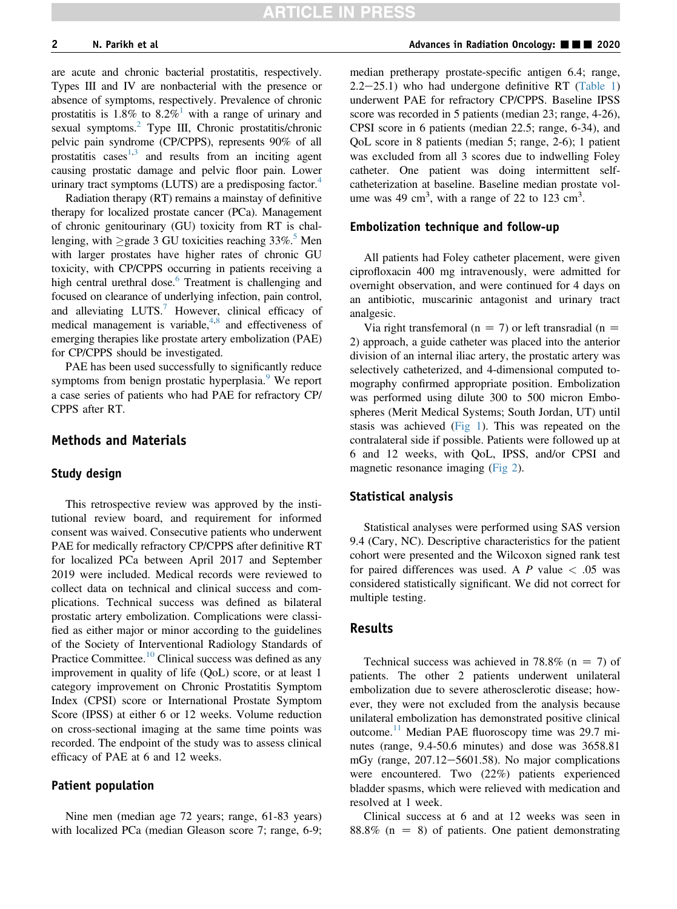are acute and chronic bacterial prostatitis, respectively. Types III and IV are nonbacterial with the presence or absence of symptoms, respectively. Prevalence of chronic prostatitis is 1.8% to 8.2%[1] with a range of urinary and sexual symptoms.[2] Type III, Chronic prostatitis/chronic pelvic pain syndrome (CP/CPPS), represents 90% of all prostatitis cases[1,3] and results from an inciting agent causing prostatic damage and pelvic floor pain. Lower urinary tract symptoms (LUTS) are a predisposing factor.[4]

Radiation therapy (RT) remains a mainstay of definitive therapy for localized prostate cancer (PCa). Management of chronic genitourinary (GU) toxicity from RT is challenging, with ≥grade 3 GU toxicities reaching 33%.[5] Men with larger prostates have higher rates of chronic GU toxicity, with CP/CPPS occurring in patients receiving a high central urethral dose.[6] Treatment is challenging and focused on clearance of underlying infection, pain control, and alleviating LUTS.[7] However, clinical efficacy of medical management is variable,[4,8] and effectiveness of emerging therapies like prostate artery embolization (PAE) for CP/CPPS should be investigated.

PAE has been used successfully to significantly reduce symptoms from benign prostatic hyperplasia.[9] We report a case series of patients who had PAE for refractory CP/CPPS after RT.

## Methods and Materials

### Study design

This retrospective review was approved by the institutional review board, and requirement for informed consent was waived. Consecutive patients who underwent PAE for medically refractory CP/CPPS after definitive RT for localized PCa between April 2017 and September 2019 were included. Medical records were reviewed to collect data on technical and clinical success and complications. Technical success was defined as bilateral prostatic artery embolization. Complications were classified as either major or minor according to the guidelines of the Society of Interventional Radiology Standards of Practice Committee.[10] Clinical success was defined as any improvement in quality of life (QoL) score, or at least 1 category improvement on Chronic Prostatitis Symptom Index (CPSI) score or International Prostate Symptom Score (IPSS) at either 6 or 12 weeks. Volume reduction on cross-sectional imaging at the same time points was recorded. The endpoint of the study was to assess clinical efficacy of PAE at 6 and 12 weeks.

### Patient population

Nine men (median age 72 years; range, 61-83 years) with localized PCa (median Gleason score 7; range, 6-9; median pretherapy prostate-specific antigen 6.4; range, 2.2−25.1) who had undergone definitive RT (Table 1) underwent PAE for refractory CP/CPPS. Baseline IPSS score was recorded in 5 patients (median 23; range, 4-26), CPSI score in 6 patients (median 22.5; range, 6-34), and QoL score in 8 patients (median 5; range, 2-6); 1 patient was excluded from all 3 scores due to indwelling Foley catheter. One patient was doing intermittent self-catheterization at baseline. Baseline median prostate volume was 49 cm$^3$, with a range of 22 to 123 cm$^3$.

### Embolization technique and follow-up

All patients had Foley catheter placement, were given ciprofloxacin 400 mg intravenously, were admitted for overnight observation, and were continued for 4 days on an antibiotic, muscarinic antagonist and urinary tract analgesic.

Via right transfemoral (n = 7) or left transradial (n = 2) approach, a guide catheter was placed into the anterior division of an internal iliac artery, the prostatic artery was selectively catheterized, and 4-dimensional computed tomography confirmed appropriate position. Embolization was performed using dilute 300 to 500 micron Embospheres (Merit Medical Systems; South Jordan, UT) until stasis was achieved (Fig 1). This was repeated on the contralateral side if possible. Patients were followed up at 6 and 12 weeks, with QoL, IPSS, and/or CPSI and magnetic resonance imaging (Fig 2).

### Statistical analysis

Statistical analyses were performed using SAS version 9.4 (Cary, NC). Descriptive characteristics for the patient cohort were presented and the Wilcoxon signed rank test for paired differences was used. A $P$ value $< .05$ was considered statistically significant. We did not correct for multiple testing.

## Results

Technical success was achieved in 78.8% (n = 7) of patients. The other 2 patients underwent unilateral embolization due to severe atherosclerotic disease; however, they were not excluded from the analysis because unilateral embolization has demonstrated positive clinical outcome.[11] Median PAE fluoroscopy time was 29.7 minutes (range, 9.4-50.6 minutes) and dose was 3658.81 mGy (range, 207.12−5601.58). No major complications were encountered. Two (22%) patients experienced bladder spasms, which were relieved with medication and resolved at 1 week.

Clinical success at 6 and at 12 weeks was seen in 88.8% (n = 8) of patients. One patient demonstrating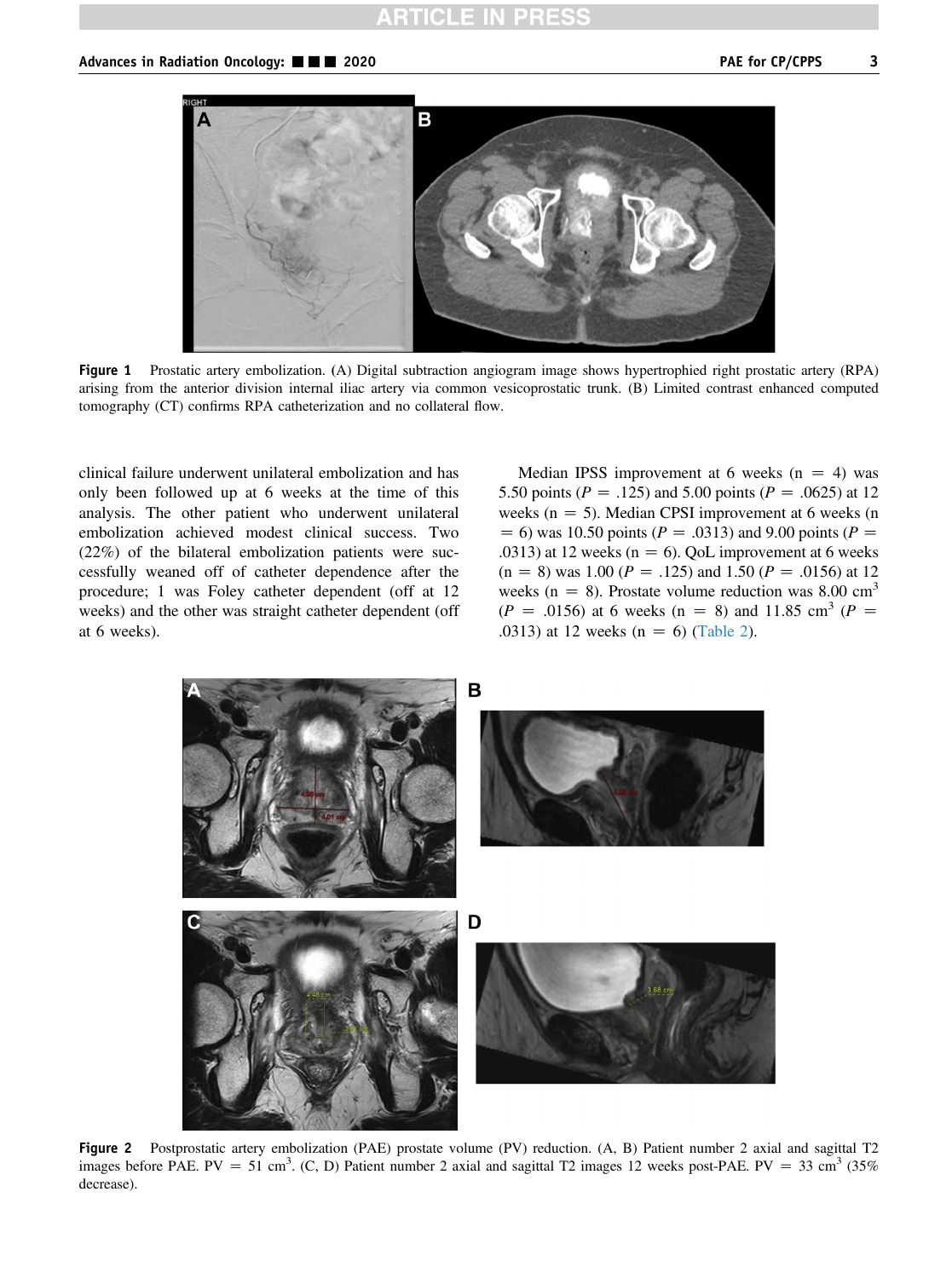Figure 1 Prostatic artery embolization. (A) Digital subtraction angiogram image shows hypertrophied right prostatic artery (RPA) arising from the anterior division internal iliac artery via common vesicoprostatic trunk. (B) Limited contrast enhanced computed tomography (CT) confirms RPA catheterization and no collateral flow.

clinical failure underwent unilateral embolization and has only been followed up at 6 weeks at the time of this analysis. The other patient who underwent unilateral embolization achieved modest clinical success. Two (22%) of the bilateral embolization patients were successfully weaned off of catheter dependence after the procedure; 1 was Foley catheter dependent (off at 12 weeks) and the other was straight catheter dependent (off at 6 weeks).

Median IPSS improvement at 6 weeks (n = 4) was 5.50 points ($P$ = .125) and 5.00 points ($P$ = .0625) at 12 weeks (n = 5). Median CPSI improvement at 6 weeks (n = 6) was 10.50 points ($P$ = .0313) and 9.00 points ($P$ = .0313) at 12 weeks (n = 6). QoL improvement at 6 weeks (n = 8) was 1.00 ($P$ = .125) and 1.50 ($P$ = .0156) at 12 weeks (n = 8). Prostate volume reduction was 8.00 cm$^3$ ($P$ = .0156) at 6 weeks (n = 8) and 11.85 cm$^3$ ($P$ = .0313) at 12 weeks (n = 6) (Table 2).

Figure 2 Postprostatic artery embolization (PAE) prostate volume (PV) reduction. (A, B) Patient number 2 axial and sagittal T2 images before PAE. PV = 51 cm$^3$. (C, D) Patient number 2 axial and sagittal T2 images 12 weeks post-PAE. PV = 33 cm$^3$ (35% decrease).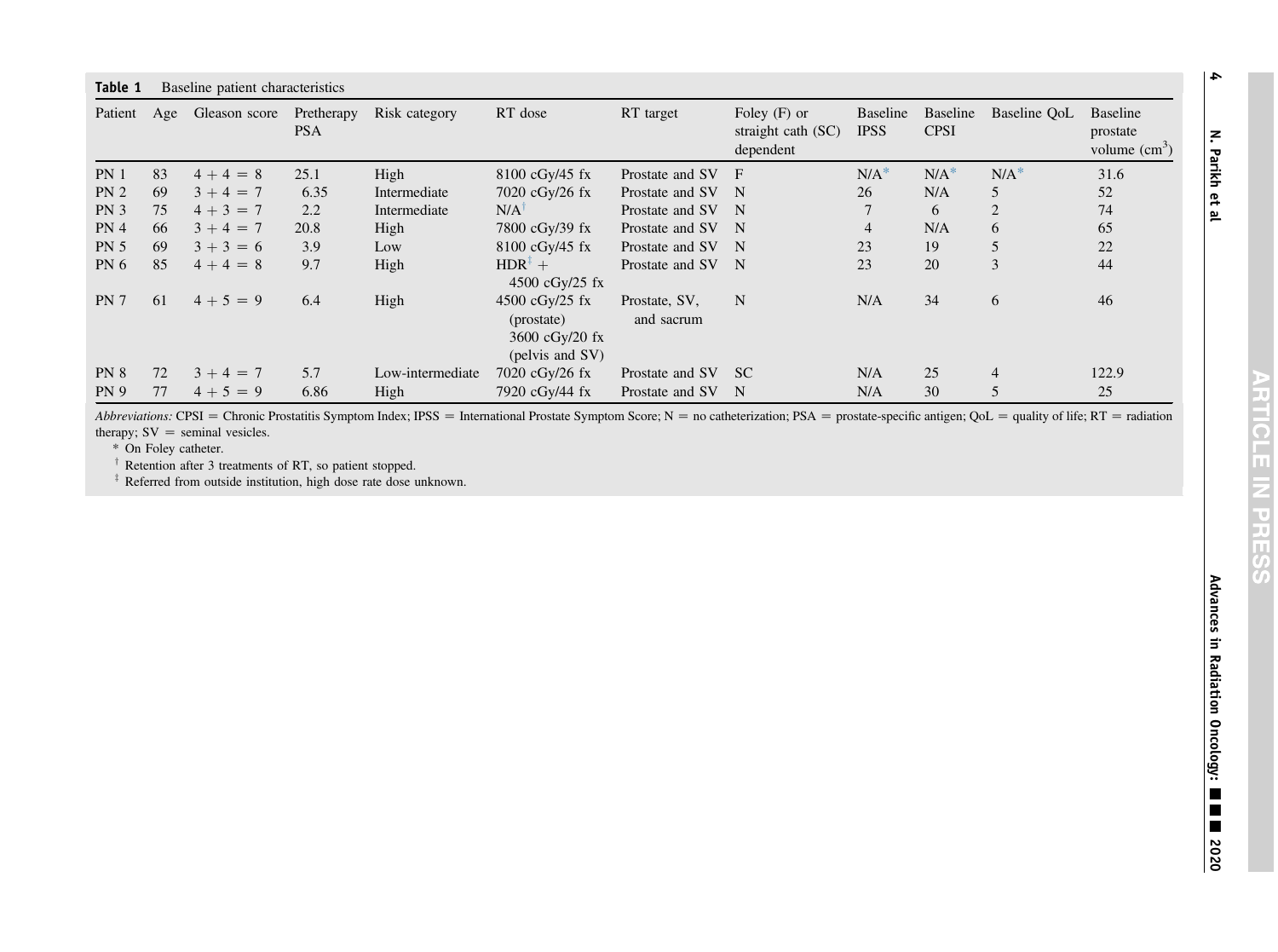**Table 1** Baseline patient characteristics

| Patient | Age | Gleason score | Pretherapy PSA | Risk category | RT dose | RT target | Foley (F) or straight cath (SC) dependent | Baseline IPSS | Baseline CPSI | Baseline QoL | Baseline prostate volume ($cm^3$) |
|---|---|---|---|---|---|---|---|---|---|---|---|
| PN 1 | 83 | 4 + 4 = 8 | 25.1 | High | 8100 cGy/45 fx | Prostate and SV | F | N/A* | N/A* | N/A* | 31.6 |
| PN 2 | 69 | 3 + 4 = 7 | 6.35 | Intermediate | 7020 cGy/26 fx | Prostate and SV | N | 26 | N/A | 5 | 52 |
| PN 3 | 75 | 4 + 3 = 7 | 2.2 | Intermediate | N/A† | Prostate and SV | N | 7 | 6 | 2 | 74 |
| PN 4 | 66 | 3 + 4 = 7 | 20.8 | High | 7800 cGy/39 fx | Prostate and SV | N | 4 | N/A | 6 | 65 |
| PN 5 | 69 | 3 + 3 = 6 | 3.9 | Low | 8100 cGy/45 fx | Prostate and SV | N | 23 | 19 | 5 | 22 |
| PN 6 | 85 | 4 + 4 = 8 | 9.7 | High | HDR‡ + 4500 cGy/25 fx | Prostate and SV | N | 23 | 20 | 3 | 44 |
| PN 7 | 61 | 4 + 5 = 9 | 6.4 | High | 4500 cGy/25 fx (prostate) 3600 cGy/20 fx (pelvis and SV) | Prostate, SV, and sacrum | N | N/A | 34 | 6 | 46 |
| PN 8 | 72 | 3 + 4 = 7 | 5.7 | Low-intermediate | 7020 cGy/26 fx | Prostate and SV | SC | N/A | 25 | 4 | 122.9 |
| PN 9 | 77 | 4 + 5 = 9 | 6.86 | High | 7920 cGy/44 fx | Prostate and SV | N | N/A | 30 | 5 | 25 |

*Abbreviations:* CPSI = Chronic Prostatitis Symptom Index; IPSS = International Prostate Symptom Score; N = no catheterization; PSA = prostate-specific antigen; QoL = quality of life; RT = radiation therapy; SV = seminal vesicles.

\* On Foley catheter.

† Retention after 3 treatments of RT, so patient stopped.

‡ Referred from outside institution, high dose rate dose unknown.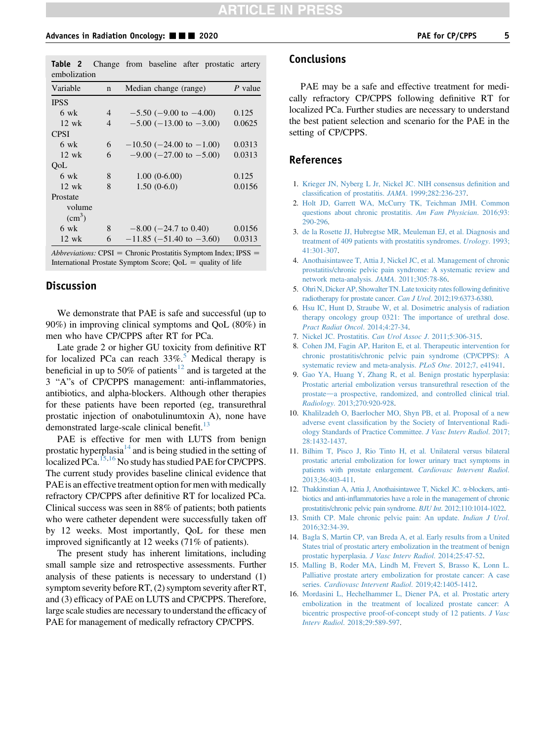**Table 2** Change from baseline after prostatic artery embolization

| Variable | n | Median change (range) | *P* value |
|---|---|---|---|
| IPSS | | | |
| 6 wk | 4 | −5.50 (−9.00 to −4.00) | 0.125 |
| 12 wk | 4 | −5.00 (−13.00 to −3.00) | 0.0625 |
| CPSI | | | |
| 6 wk | 6 | −10.50 (−24.00 to −1.00) | 0.0313 |
| 12 wk | 6 | −9.00 (−27.00 to −5.00) | 0.0313 |
| QoL | | | |
| 6 wk | 8 | 1.00 (0-6.00) | 0.125 |
| 12 wk | 8 | 1.50 (0-6.0) | 0.0156 |
| Prostate volume ($cm^3$) | | | |
| 6 wk | 8 | −8.00 (−24.7 to 0.40) | 0.0156 |
| 12 wk | 6 | −11.85 (−51.40 to −3.60) | 0.0313 |

*Abbreviations:* CPSI = Chronic Prostatitis Symptom Index; IPSS = International Prostate Symptom Score; QoL = quality of life

## Discussion

We demonstrate that PAE is safe and successful (up to 90%) in improving clinical symptoms and QoL (80%) in men who have CP/CPPS after RT for PCa.

Late grade 2 or higher GU toxicity from definitive RT for localized PCa can reach 33%.[5] Medical therapy is beneficial in up to 50% of patients[12] and is targeted at the 3 "A"s of CP/CPPS management: anti-inflammatories, antibiotics, and alpha-blockers. Although other therapies for these patients have been reported (eg, transurethral prostatic injection of onabotulinumtoxin A), none have demonstrated large-scale clinical benefit.[13]

PAE is effective for men with LUTS from benign prostatic hyperplasia[14] and is being studied in the setting of localized PCa.[15,16] No study has studied PAE for CP/CPPS. The current study provides baseline clinical evidence that PAE is an effective treatment option for men with medically refractory CP/CPPS after definitive RT for localized PCa. Clinical success was seen in 88% of patients; both patients who were catheter dependent were successfully taken off by 12 weeks. Most importantly, QoL for these men improved significantly at 12 weeks (71% of patients).

The present study has inherent limitations, including small sample size and retrospective assessments. Further analysis of these patients is necessary to understand (1) symptom severity before RT, (2) symptom severity after RT, and (3) efficacy of PAE on LUTS and CP/CPPS. Therefore, large scale studies are necessary to understand the efficacy of PAE for management of medically refractory CP/CPPS.

## Conclusions

PAE may be a safe and effective treatment for medically refractory CP/CPPS following definitive RT for localized PCa. Further studies are necessary to understand the best patient selection and scenario for the PAE in the setting of CP/CPPS.

## References

1. Krieger JN, Nyberg L Jr, Nickel JC. NIH consensus definition and classification of prostatitis. *JAMA*. 1999;282:236-237.
2. Holt JD, Garrett WA, McCurry TK, Teichman JMH. Common questions about chronic prostatitis. *Am Fam Physician*. 2016;93:290-296.
3. de la Rosette JJ, Hubregtse MR, Meuleman EJ, et al. Diagnosis and treatment of 409 patients with prostatitis syndromes. *Urology*. 1993;41:301-307.
4. Anothaisintawee T, Attia J, Nickel JC, et al. Management of chronic prostatitis/chronic pelvic pain syndrome: A systematic review and network meta-analysis. *JAMA*. 2011;305:78-86.
5. Ohri N, Dicker AP, Showalter TN. Late toxicity rates following definitive radiotherapy for prostate cancer. *Can J Urol*. 2012;19:6373-6380.
6. Hsu IC, Hunt D, Straube W, et al. Dosimetric analysis of radiation therapy oncology group 0321: The importance of urethral dose. *Pract Radiat Oncol*. 2014;4:27-34.
7. Nickel JC. Prostatitis. *Can Urol Assoc J*. 2011;5:306-315.
8. Cohen JM, Fagin AP, Hariton E, et al. Therapeutic intervention for chronic prostatitis/chronic pelvic pain syndrome (CP/CPPS): A systematic review and meta-analysis. *PLoS One*. 2012;7, e41941.
9. Gao YA, Huang Y, Zhang R, et al. Benign prostatic hyperplasia: Prostatic arterial embolization versus transurethral resection of the prostate—a prospective, randomized, and controlled clinical trial. *Radiology*. 2013;270:920-928.
10. Khalilzadeh O, Baerlocher MO, Shyn PB, et al. Proposal of a new adverse event classification by the Society of Interventional Radiology Standards of Practice Committee. *J Vasc Interv Radiol*. 2017;28:1432-1437.
11. Bilhim T, Pisco J, Rio Tinto H, et al. Unilateral versus bilateral prostatic arterial embolization for lower urinary tract symptoms in patients with prostate enlargement. *Cardiovasc Intervent Radiol*. 2013;36:403-411.
12. Thakkinstian A, Attia J, Anothaisintawee T, Nickel JC. α-blockers, antibiotics and anti-inflammatories have a role in the management of chronic prostatitis/chronic pelvic pain syndrome. *BJU Int*. 2012;110:1014-1022.
13. Smith CP. Male chronic pelvic pain: An update. *Indian J Urol*. 2016;32:34-39.
14. Bagla S, Martin CP, van Breda A, et al. Early results from a United States trial of prostatic artery embolization in the treatment of benign prostatic hyperplasia. *J Vasc Interv Radiol*. 2014;25:47-52.
15. Malling B, Roder MA, Lindh M, Frevert S, Brasso K, Lonn L. Palliative prostate artery embolization for prostate cancer: A case series. *Cardiovasc Intervent Radiol*. 2019;42:1405-1412.
16. Mordasini L, Hechelhammer L, Diener PA, et al. Prostatic artery embolization in the treatment of localized prostate cancer: A bicentric prospective proof-of-concept study of 12 patients. *J Vasc Interv Radiol*. 2018;29:589-597.